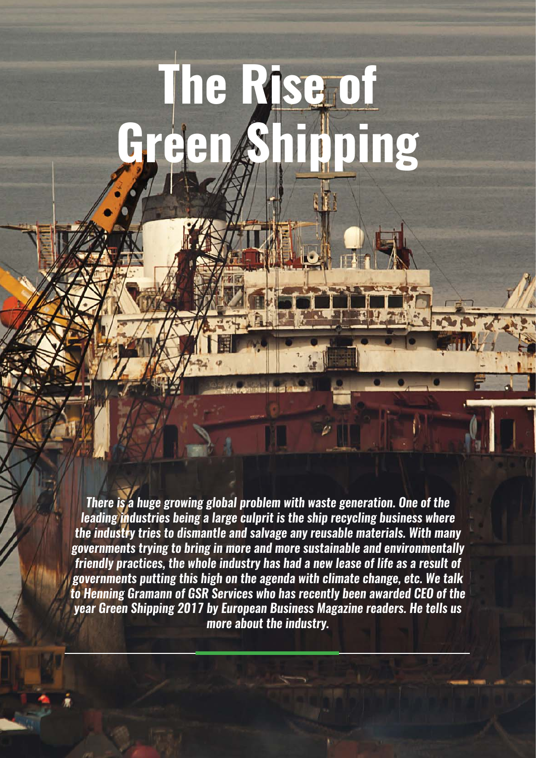# The Rise of Green Shipping

***There is a huge growing global problem with waste generation. One of the leading industries being a large culprit is the ship recycling business where the industry tries to dismantle and salvage any reusable materials. With many governments trying to bring in more and more sustainable and environmentally friendly practices, the whole industry has had a new lease of life as a result of governments putting this high on the agenda with climate change, etc. We talk to Henning Gramann of GSR Services who has recently been awarded CEO of the year Green Shipping 2017 by European Business Magazine readers. He tells us more about the industry.***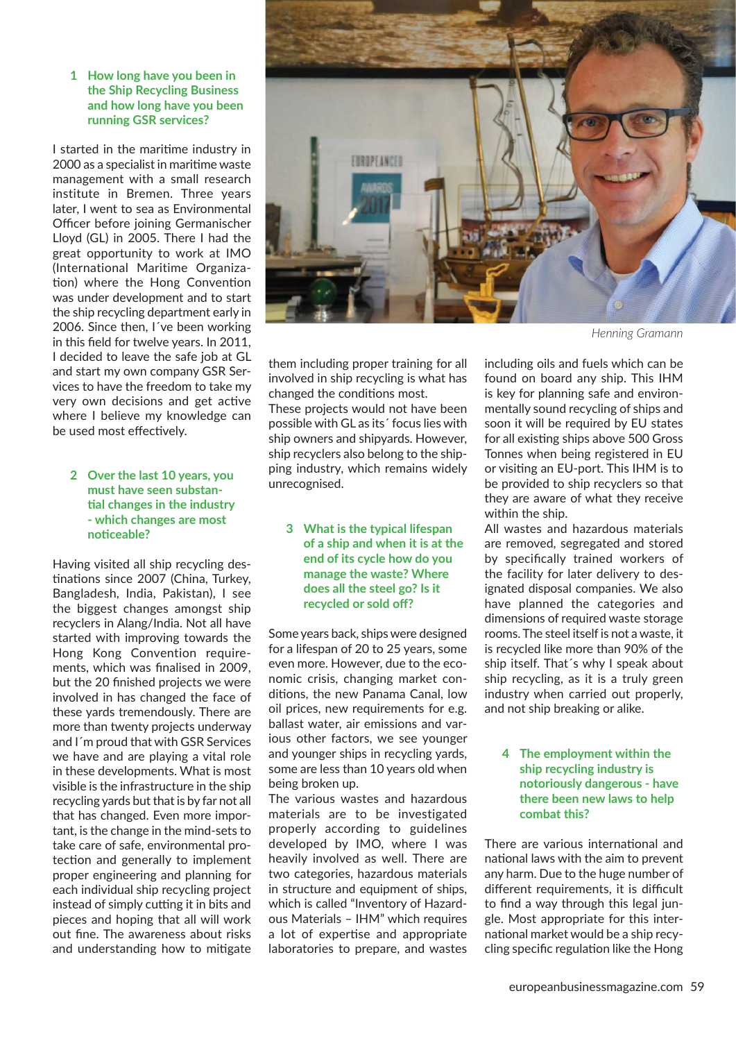### 1 How long have you been in the Ship Recycling Business and how long have you been running GSR services?

I started in the maritime industry in 2000 as a specialist in maritime waste management with a small research institute in Bremen. Three years later, I went to sea as Environmental Officer before joining Germanischer Lloyd (GL) in 2005. There I had the great opportunity to work at IMO (International Maritime Organization) where the Hong Convention was under development and to start the ship recycling department early in 2006. Since then, I´ve been working in this field for twelve years. In 2011, I decided to leave the safe job at GL and start my own company GSR Services to have the freedom to take my very own decisions and get active where I believe my knowledge can be used most effectively.

### 2 Over the last 10 years, you must have seen substantial changes in the industry - which changes are most noticeable?

Having visited all ship recycling destinations since 2007 (China, Turkey, Bangladesh, India, Pakistan), I see the biggest changes amongst ship recyclers in Alang/India. Not all have started with improving towards the Hong Kong Convention requirements, which was finalised in 2009, but the 20 finished projects we were involved in has changed the face of these yards tremendously. There are more than twenty projects underway and I´m proud that with GSR Services we have and are playing a vital role in these developments. What is most visible is the infrastructure in the ship recycling yards but that is by far not all that has changed. Even more important, is the change in the mind-sets to take care of safe, environmental protection and generally to implement proper engineering and planning for each individual ship recycling project instead of simply cutting it in bits and pieces and hoping that all will work out fine. The awareness about risks and understanding how to mitigate them including proper training for all involved in ship recycling is what has changed the conditions most.

These projects would not have been possible with GL as its´ focus lies with ship owners and shipyards. However, ship recyclers also belong to the shipping industry, which remains widely unrecognised.

Henning Gramann

### 3 What is the typical lifespan of a ship and when it is at the end of its cycle how do you manage the waste? Where does all the steel go? Is it recycled or sold off?

Some years back, ships were designed for a lifespan of 20 to 25 years, some even more. However, due to the economic crisis, changing market conditions, the new Panama Canal, low oil prices, new requirements for e.g. ballast water, air emissions and various other factors, we see younger and younger ships in recycling yards, some are less than 10 years old when being broken up.

The various wastes and hazardous materials are to be investigated properly according to guidelines developed by IMO, where I was heavily involved as well. There are two categories, hazardous materials in structure and equipment of ships, which is called “Inventory of Hazardous Materials – IHM” which requires a lot of expertise and appropriate laboratories to prepare, and wastes including oils and fuels which can be found on board any ship. This IHM is key for planning safe and environmentally sound recycling of ships and soon it will be required by EU states for all existing ships above 500 Gross Tonnes when being registered in EU or visiting an EU-port. This IHM is to be provided to ship recyclers so that they are aware of what they receive within the ship.

All wastes and hazardous materials are removed, segregated and stored by specifically trained workers of the facility for later delivery to designated disposal companies. We also have planned the categories and dimensions of required waste storage rooms. The steel itself is not a waste, it is recycled like more than 90% of the ship itself. That´s why I speak about ship recycling, as it is a truly green industry when carried out properly, and not ship breaking or alike.

### 4 The employment within the ship recycling industry is notoriously dangerous - have there been new laws to help combat this?

There are various international and national laws with the aim to prevent any harm. Due to the huge number of different requirements, it is difficult to find a way through this legal jungle. Most appropriate for this international market would be a ship recycling specific regulation like the Hong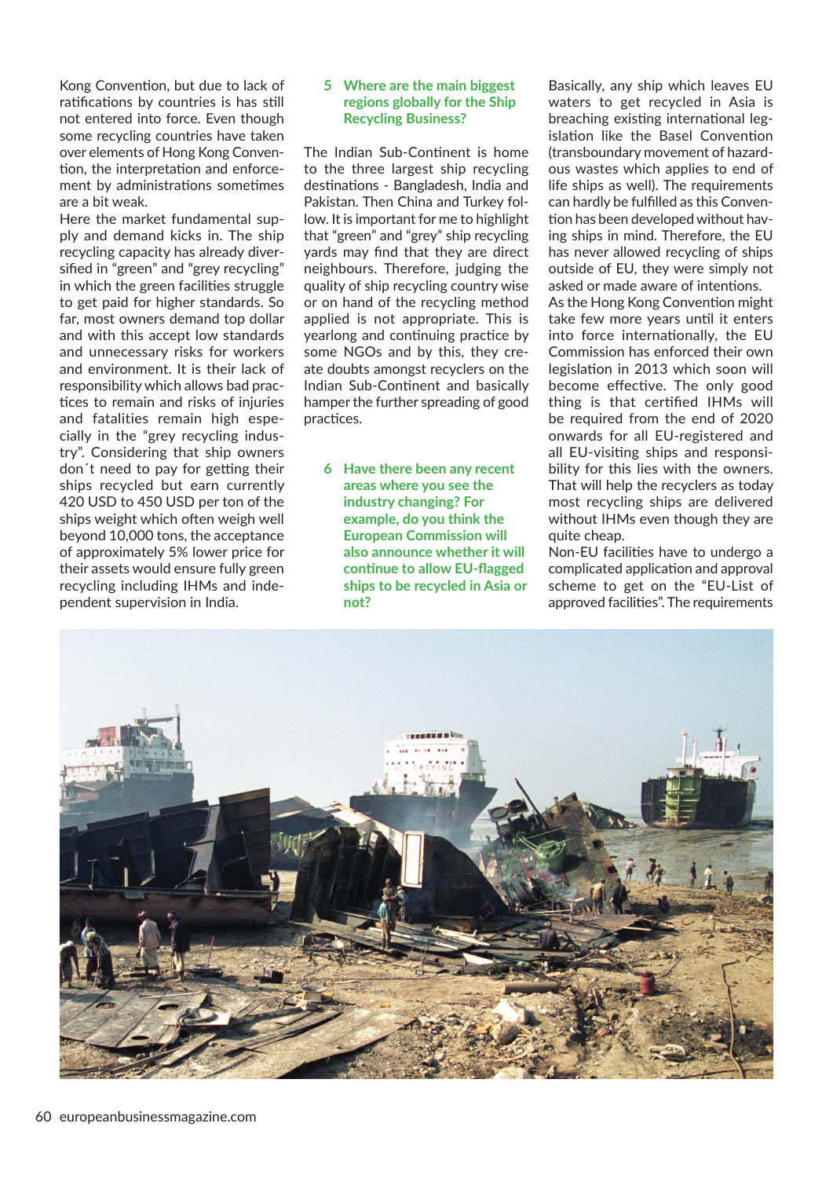Kong Convention, but due to lack of ratifications by countries is has still not entered into force. Even though some recycling countries have taken over elements of Hong Kong Convention, the interpretation and enforcement by administrations sometimes are a bit weak.

Here the market fundamental supply and demand kicks in. The ship recycling capacity has already diversified in "green" and "grey recycling" in which the green facilities struggle to get paid for higher standards. So far, most owners demand top dollar and with this accept low standards and unnecessary risks for workers and environment. It is their lack of responsibility which allows bad practices to remain and risks of injuries and fatalities remain high especially in the "grey recycling industry". Considering that ship owners don´t need to pay for getting their ships recycled but earn currently 420 USD to 450 USD per ton of the ships weight which often weigh well beyond 10,000 tons, the acceptance of approximately 5% lower price for their assets would ensure fully green recycling including IHMs and independent supervision in India.

### 5 Where are the main biggest regions globally for the Ship Recycling Business?

The Indian Sub-Continent is home to the three largest ship recycling destinations - Bangladesh, India and Pakistan. Then China and Turkey follow. It is important for me to highlight that "green" and "grey" ship recycling yards may find that they are direct neighbours. Therefore, judging the quality of ship recycling country wise or on hand of the recycling method applied is not appropriate. This is yearlong and continuing practice by some NGOs and by this, they create doubts amongst recyclers on the Indian Sub-Continent and basically hamper the further spreading of good practices.

### 6 Have there been any recent areas where you see the industry changing? For example, do you think the European Commission will also announce whether it will continue to allow EU-flagged ships to be recycled in Asia or not?

Basically, any ship which leaves EU waters to get recycled in Asia is breaching existing international legislation like the Basel Convention (transboundary movement of hazardous wastes which applies to end of life ships as well). The requirements can hardly be fulfilled as this Convention has been developed without having ships in mind. Therefore, the EU has never allowed recycling of ships outside of EU, they were simply not asked or made aware of intentions.

As the Hong Kong Convention might take few more years until it enters into force internationally, the EU Commission has enforced their own legislation in 2013 which soon will become effective. The only good thing is that certified IHMs will be required from the end of 2020 onwards for all EU-registered and all EU-visiting ships and responsibility for this lies with the owners. That will help the recyclers as today most recycling ships are delivered without IHMs even though they are quite cheap.

Non-EU facilities have to undergo a complicated application and approval scheme to get on the "EU-List of approved facilities". The requirements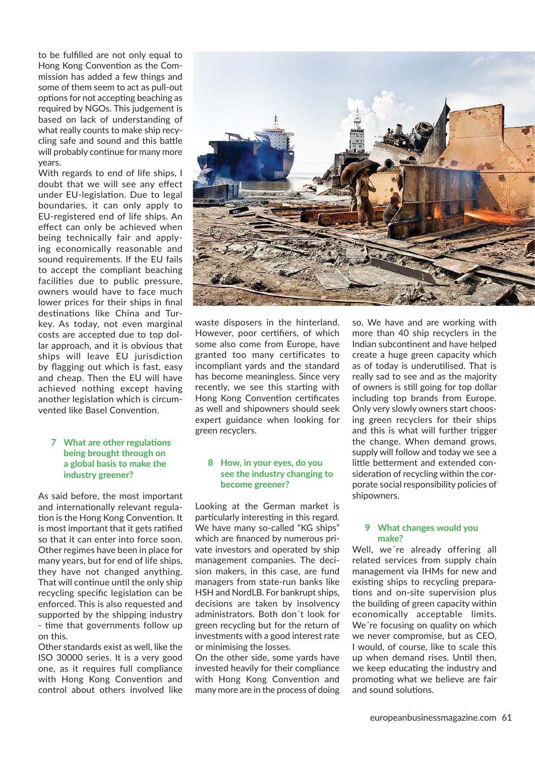to be fulfilled are not only equal to Hong Kong Convention as the Commission has added a few things and some of them seem to act as pull-out options for not accepting beaching as required by NGOs. This judgement is based on lack of understanding of what really counts to make ship recycling safe and sound and this battle will probably continue for many more years.

With regards to end of life ships, I doubt that we will see any effect under EU-legislation. Due to legal boundaries, it can only apply to EU-registered end of life ships. An effect can only be achieved when being technically fair and applying economically reasonable and sound requirements. If the EU fails to accept the compliant beaching facilities due to public pressure, owners would have to face much lower prices for their ships in final destinations like China and Turkey. As today, not even marginal costs are accepted due to top dollar approach, and it is obvious that ships will leave EU jurisdiction by flagging out which is fast, easy and cheap. Then the EU will have achieved nothing except having another legislation which is circumvented like Basel Convention.

### 7 What are other regulations being brought through on a global basis to make the industry greener?

As said before, the most important and internationally relevant regulation is the Hong Kong Convention. It is most important that it gets ratified so that it can enter into force soon. Other regimes have been in place for many years, but for end of life ships, they have not changed anything. That will continue until the only ship recycling specific legislation can be enforced. This is also requested and supported by the shipping industry - time that governments follow up on this.

Other standards exist as well, like the ISO 30000 series. It is a very good one, as it requires full compliance with Hong Kong Convention and control about others involved like waste disposers in the hinterland. However, poor certifiers, of which some also come from Europe, have granted too many certificates to incompliant yards and the standard has become meaningless. Since very recently, we see this starting with Hong Kong Convention certificates as well and shipowners should seek expert guidance when looking for green recyclers.

### 8 How, in your eyes, do you see the industry changing to become greener?

Looking at the German market is particularly interesting in this regard. We have many so-called "KG ships" which are financed by numerous private investors and operated by ship management companies. The decision makers, in this case, are fund managers from state-run banks like HSH and NordLB. For bankrupt ships, decisions are taken by insolvency administrators. Both don´t look for green recycling but for the return of investments with a good interest rate or minimising the losses.

On the other side, some yards have invested heavily for their compliance with Hong Kong Convention and many more are in the process of doing so. We have and are working with more than 40 ship recyclers in the Indian subcontinent and have helped create a huge green capacity which as of today is underutilised. That is really sad to see and as the majority of owners is still going for top dollar including top brands from Europe. Only very slowly owners start choosing green recyclers for their ships and this is what will further trigger the change. When demand grows, supply will follow and today we see a little betterment and extended consideration of recycling within the corporate social responsibility policies of shipowners.

### 9 What changes would you make?

Well, we´re already offering all related services from supply chain management via IHMs for new and existing ships to recycling preparations and on-site supervision plus the building of green capacity within economically acceptable limits. We´re focusing on quality on which we never compromise, but as CEO, I would, of course, like to scale this up when demand rises. Until then, we keep educating the industry and promoting what we believe are fair and sound solutions.